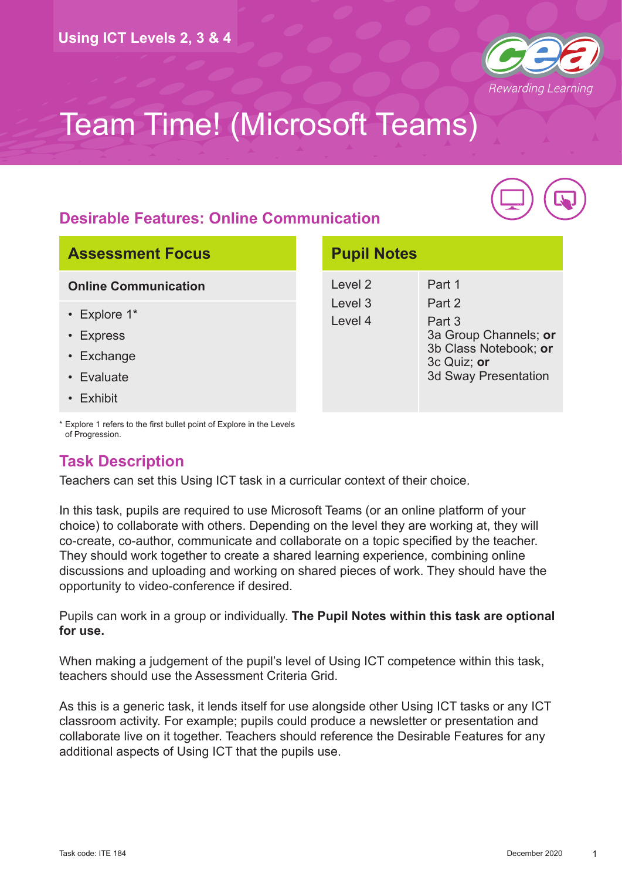Using ICT Levels 2, 3 & 4

# Team Time! (Microsoft Teams)

## Desirable Features: Online Communication

| Assessment Focus |
| --- |
| **Online Communication** |
| • Explore 1* <br> • Express <br> • Exchange <br> • Evaluate <br> • Exhibit |

\* Explore 1 refers to the first bullet point of Explore in the Levels of Progression.

| Pupil Notes | |
| --- | --- |
| Level 2 | Part 1 |
| Level 3 | Part 2 |
| Level 4 | Part 3<br>3a Group Channels; **or**<br>3b Class Notebook; **or**<br>3c Quiz; **or**<br>3d Sway Presentation |

## Task Description

Teachers can set this Using ICT task in a curricular context of their choice.

In this task, pupils are required to use Microsoft Teams (or an online platform of your choice) to collaborate with others. Depending on the level they are working at, they will co-create, co-author, communicate and collaborate on a topic specified by the teacher. They should work together to create a shared learning experience, combining online discussions and uploading and working on shared pieces of work. They should have the opportunity to video-conference if desired.

Pupils can work in a group or individually. **The Pupil Notes within this task are optional for use.**

When making a judgement of the pupil's level of Using ICT competence within this task, teachers should use the Assessment Criteria Grid.

As this is a generic task, it lends itself for use alongside other Using ICT tasks or any ICT classroom activity. For example; pupils could produce a newsletter or presentation and collaborate live on it together. Teachers should reference the Desirable Features for any additional aspects of Using ICT that the pupils use.

Task code: ITE 184

December 2020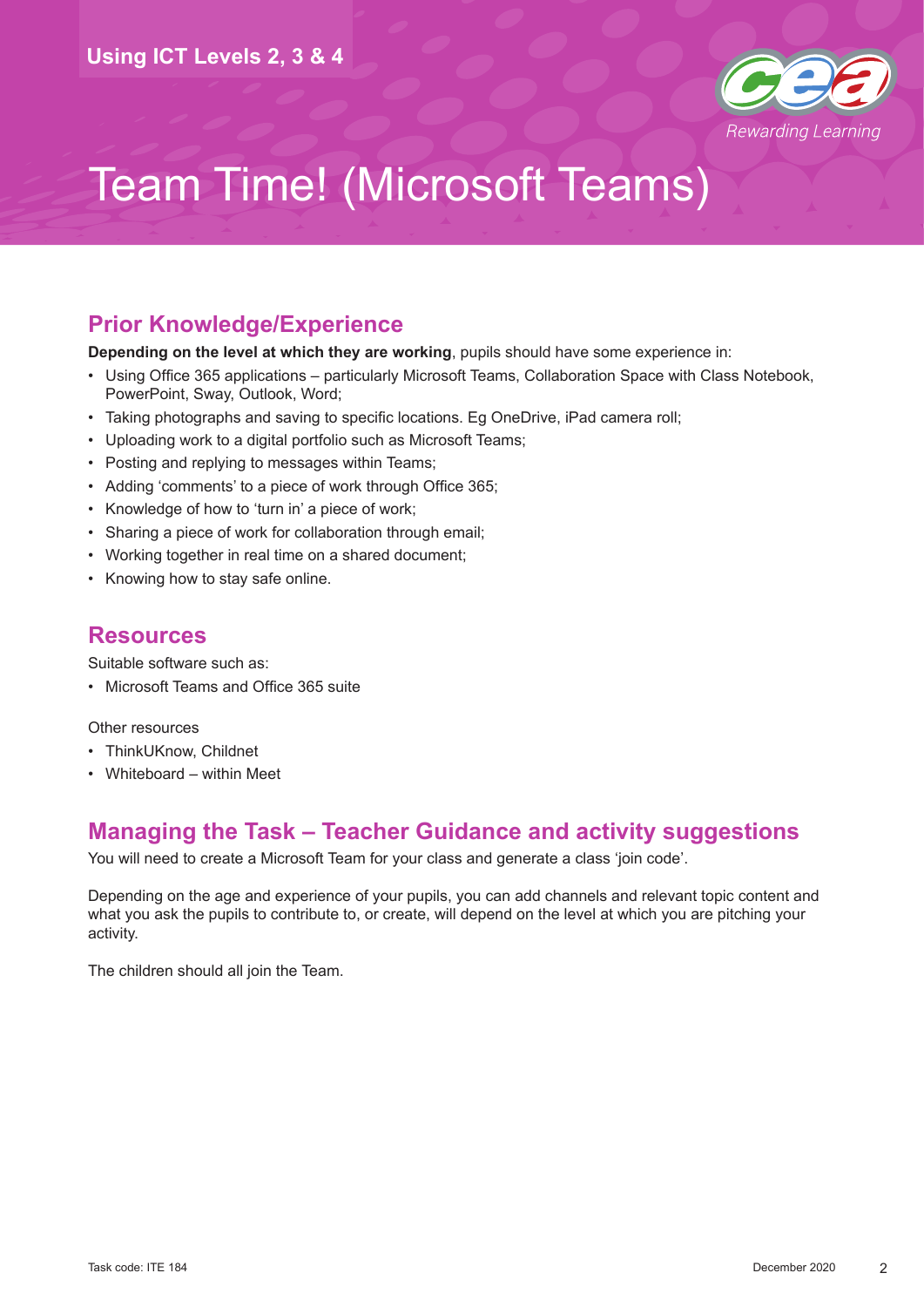Using ICT Levels 2, 3 & 4

# Team Time! (Microsoft Teams)

## Prior Knowledge/Experience

**Depending on the level at which they are working**, pupils should have some experience in:

- Using Office 365 applications – particularly Microsoft Teams, Collaboration Space with Class Notebook, PowerPoint, Sway, Outlook, Word;
- Taking photographs and saving to specific locations. Eg OneDrive, iPad camera roll;
- Uploading work to a digital portfolio such as Microsoft Teams;
- Posting and replying to messages within Teams;
- Adding 'comments' to a piece of work through Office 365;
- Knowledge of how to 'turn in' a piece of work;
- Sharing a piece of work for collaboration through email;
- Working together in real time on a shared document;
- Knowing how to stay safe online.

## Resources

Suitable software such as:

- Microsoft Teams and Office 365 suite

Other resources

- ThinkUKnow, Childnet
- Whiteboard – within Meet

## Managing the Task – Teacher Guidance and activity suggestions

You will need to create a Microsoft Team for your class and generate a class 'join code'.

Depending on the age and experience of your pupils, you can add channels and relevant topic content and what you ask the pupils to contribute to, or create, will depend on the level at which you are pitching your activity.

The children should all join the Team.

Task code: ITE 184

December 2020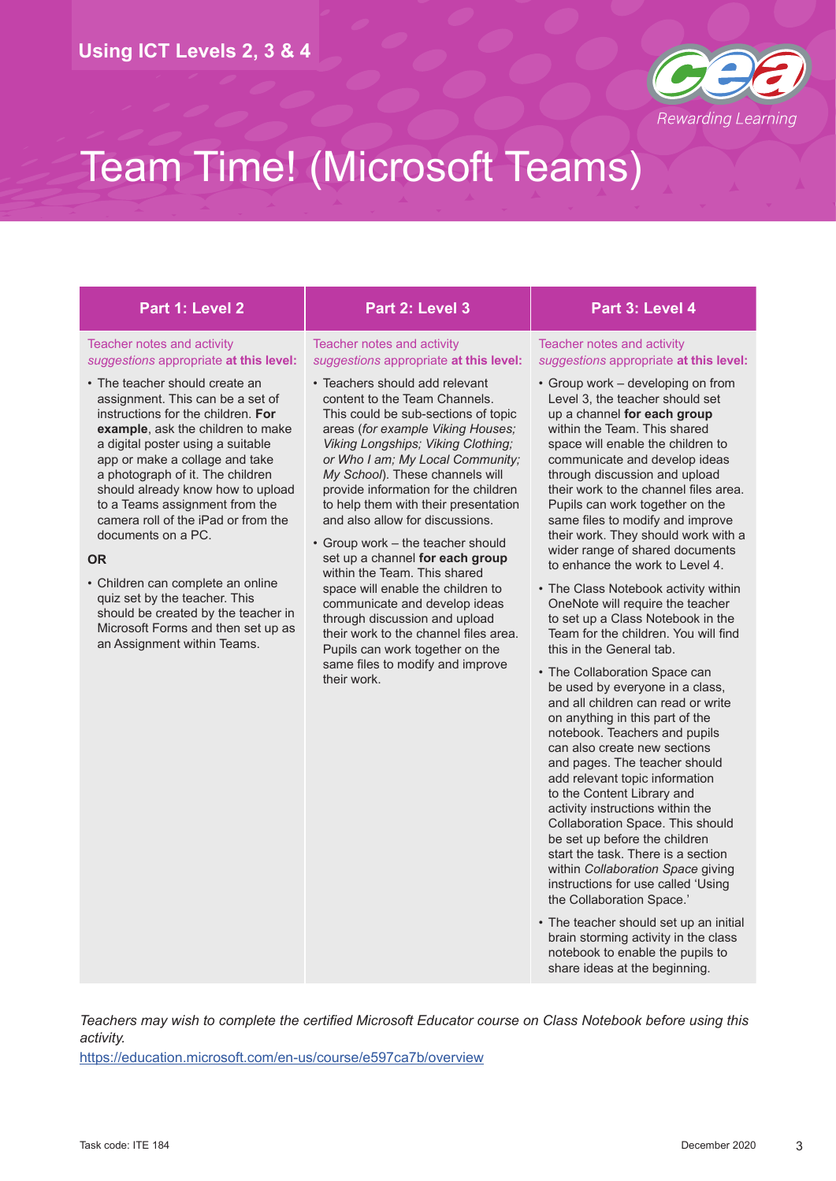# Team Time! (Microsoft Teams)

## Part 1: Level 2

Teacher notes and activity *suggestions* appropriate **at this level:**

- The teacher should create an assignment. This can be a set of instructions for the children. **For example**, ask the children to make a digital poster using a suitable app or make a collage and take a photograph of it. The children should already know how to upload to a Teams assignment from the camera roll of the iPad or from the documents on a PC.

**OR**

- Children can complete an online quiz set by the teacher. This should be created by the teacher in Microsoft Forms and then set up as an Assignment within Teams.

## Part 2: Level 3

Teacher notes and activity *suggestions* appropriate **at this level:**

- Teachers should add relevant content to the Team Channels. This could be sub-sections of topic areas (*for example Viking Houses; Viking Longships; Viking Clothing; or Who I am; My Local Community; My School*). These channels will provide information for the children to help them with their presentation and also allow for discussions.
- Group work – the teacher should set up a channel **for each group** within the Team. This shared space will enable the children to communicate and develop ideas through discussion and upload their work to the channel files area. Pupils can work together on the same files to modify and improve their work.

## Part 3: Level 4

Teacher notes and activity *suggestions* appropriate **at this level:**

- Group work – developing on from Level 3, the teacher should set up a channel **for each group** within the Team. This shared space will enable the children to communicate and develop ideas through discussion and upload their work to the channel files area. Pupils can work together on the same files to modify and improve their work. They should work with a wider range of shared documents to enhance the work to Level 4.
- The Class Notebook activity within OneNote will require the teacher to set up a Class Notebook in the Team for the children. You will find this in the General tab.
- The Collaboration Space can be used by everyone in a class, and all children can read or write on anything in this part of the notebook. Teachers and pupils can also create new sections and pages. The teacher should add relevant topic information to the Content Library and activity instructions within the Collaboration Space. This should be set up before the children start the task. There is a section within *Collaboration Space* giving instructions for use called 'Using the Collaboration Space.'
- The teacher should set up an initial brain storming activity in the class notebook to enable the pupils to share ideas at the beginning.

*Teachers may wish to complete the certified Microsoft Educator course on Class Notebook before using this activity.*

https://education.microsoft.com/en-us/course/e597ca7b/overview

Task code: ITE 184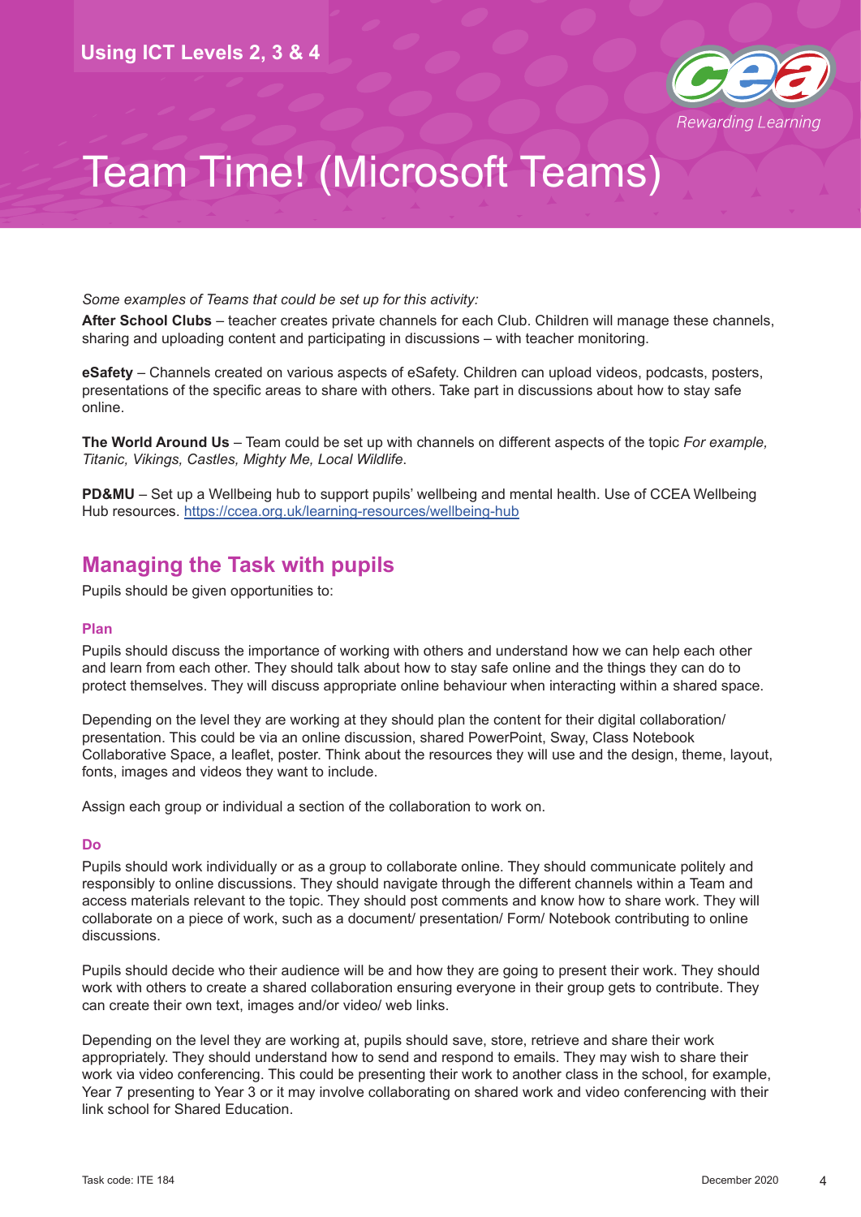# Team Time! (Microsoft Teams)

*Some examples of Teams that could be set up for this activity:*

**After School Clubs** – teacher creates private channels for each Club. Children will manage these channels, sharing and uploading content and participating in discussions – with teacher monitoring.

**eSafety** – Channels created on various aspects of eSafety. Children can upload videos, podcasts, posters, presentations of the specific areas to share with others. Take part in discussions about how to stay safe online.

**The World Around Us** – Team could be set up with channels on different aspects of the topic *For example, Titanic, Vikings, Castles, Mighty Me, Local Wildlife*.

**PD&MU** – Set up a Wellbeing hub to support pupils' wellbeing and mental health. Use of CCEA Wellbeing Hub resources. https://ccea.org.uk/learning-resources/wellbeing-hub

## Managing the Task with pupils

Pupils should be given opportunities to:

### Plan

Pupils should discuss the importance of working with others and understand how we can help each other and learn from each other. They should talk about how to stay safe online and the things they can do to protect themselves. They will discuss appropriate online behaviour when interacting within a shared space.

Depending on the level they are working at they should plan the content for their digital collaboration/ presentation. This could be via an online discussion, shared PowerPoint, Sway, Class Notebook Collaborative Space, a leaflet, poster. Think about the resources they will use and the design, theme, layout, fonts, images and videos they want to include.

Assign each group or individual a section of the collaboration to work on.

### Do

Pupils should work individually or as a group to collaborate online. They should communicate politely and responsibly to online discussions. They should navigate through the different channels within a Team and access materials relevant to the topic. They should post comments and know how to share work. They will collaborate on a piece of work, such as a document/ presentation/ Form/ Notebook contributing to online discussions.

Pupils should decide who their audience will be and how they are going to present their work. They should work with others to create a shared collaboration ensuring everyone in their group gets to contribute. They can create their own text, images and/or video/ web links.

Depending on the level they are working at, pupils should save, store, retrieve and share their work appropriately. They should understand how to send and respond to emails. They may wish to share their work via video conferencing. This could be presenting their work to another class in the school, for example, Year 7 presenting to Year 3 or it may involve collaborating on shared work and video conferencing with their link school for Shared Education.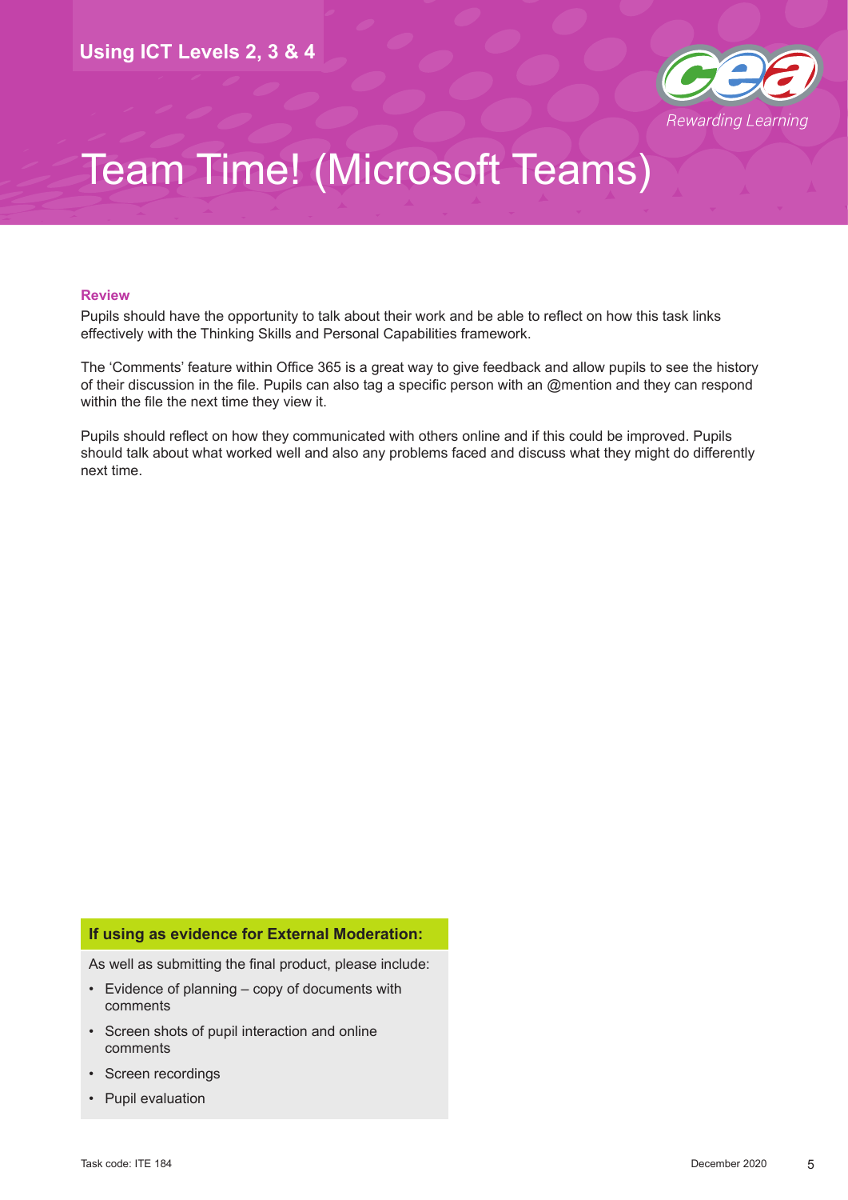# Team Time! (Microsoft Teams)

### Review

Pupils should have the opportunity to talk about their work and be able to reflect on how this task links effectively with the Thinking Skills and Personal Capabilities framework.

The 'Comments' feature within Office 365 is a great way to give feedback and allow pupils to see the history of their discussion in the file. Pupils can also tag a specific person with an @mention and they can respond within the file the next time they view it.

Pupils should reflect on how they communicated with others online and if this could be improved. Pupils should talk about what worked well and also any problems faced and discuss what they might do differently next time.

**If using as evidence for External Moderation:**

As well as submitting the final product, please include:

- Evidence of planning – copy of documents with comments
- Screen shots of pupil interaction and online comments
- Screen recordings
- Pupil evaluation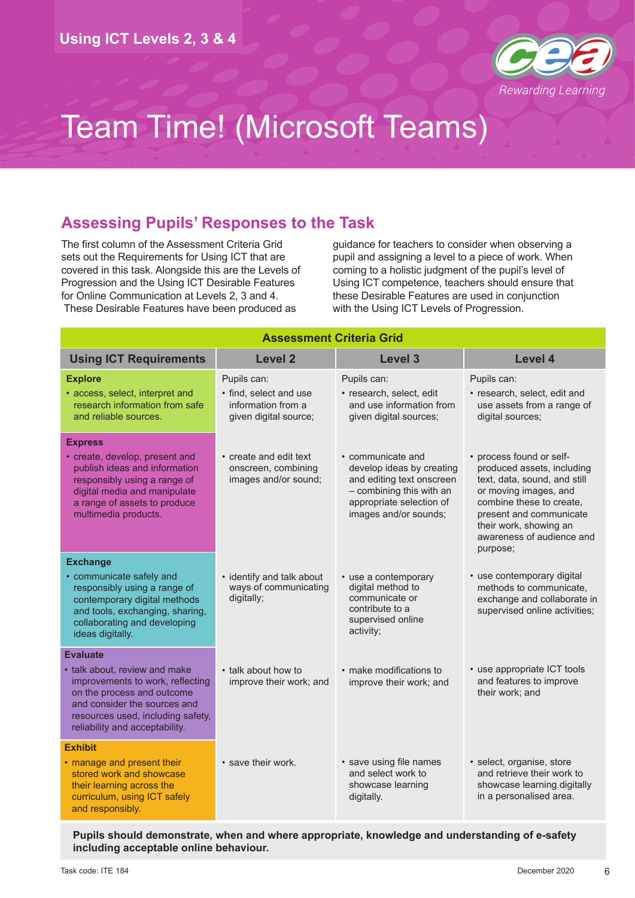Using ICT Levels 2, 3 & 4

# Team Time! (Microsoft Teams)

## Assessing Pupils' Responses to the Task

The first column of the Assessment Criteria Grid sets out the Requirements for Using ICT that are covered in this task. Alongside this are the Levels of Progression and the Using ICT Desirable Features for Online Communication at Levels 2, 3 and 4. These Desirable Features have been produced as guidance for teachers to consider when observing a pupil and assigning a level to a piece of work. When coming to a holistic judgment of the pupil's level of Using ICT competence, teachers should ensure that these Desirable Features are used in conjunction with the Using ICT Levels of Progression.

**Assessment Criteria Grid**

| Using ICT Requirements | Level 2 | Level 3 | Level 4 |
|---|---|---|---|
| **Explore**<br>• access, select, interpret and research information from safe and reliable sources. | Pupils can:<br>• find, select and use information from a given digital source; | Pupils can:<br>• research, select, edit and use information from given digital sources; | Pupils can:<br>• research, select, edit and use assets from a range of digital sources; |
| **Express**<br>• create, develop, present and publish ideas and information responsibly using a range of digital media and manipulate a range of assets to produce multimedia products. | • create and edit text onscreen, combining images and/or sound; | • communicate and develop ideas by creating and editing text onscreen – combining this with an appropriate selection of images and/or sounds; | • process found or self-produced assets, including text, data, sound, and still or moving images, and combine these to create, present and communicate their work, showing an awareness of audience and purpose; |
| **Exchange**<br>• communicate safely and responsibly using a range of contemporary digital methods and tools, exchanging, sharing, collaborating and developing ideas digitally. | • identify and talk about ways of communicating digitally; | • use a contemporary digital method to communicate or contribute to a supervised online activity; | • use contemporary digital methods to communicate, exchange and collaborate in supervised online activities; |
| **Evaluate**<br>• talk about, review and make improvements to work, reflecting on the process and outcome and consider the sources and resources used, including safety, reliability and acceptability. | • talk about how to improve their work; and | • make modifications to improve their work; and | • use appropriate ICT tools and features to improve their work; and |
| **Exhibit**<br>• manage and present their stored work and showcase their learning across the curriculum, using ICT safely and responsibly. | • save their work. | • save using file names and select work to showcase learning digitally. | • select, organise, store and retrieve their work to showcase learning digitally in a personalised area. |

**Pupils should demonstrate, when and where appropriate, knowledge and understanding of e-safety including acceptable online behaviour.**

Task code: ITE 184 December 2020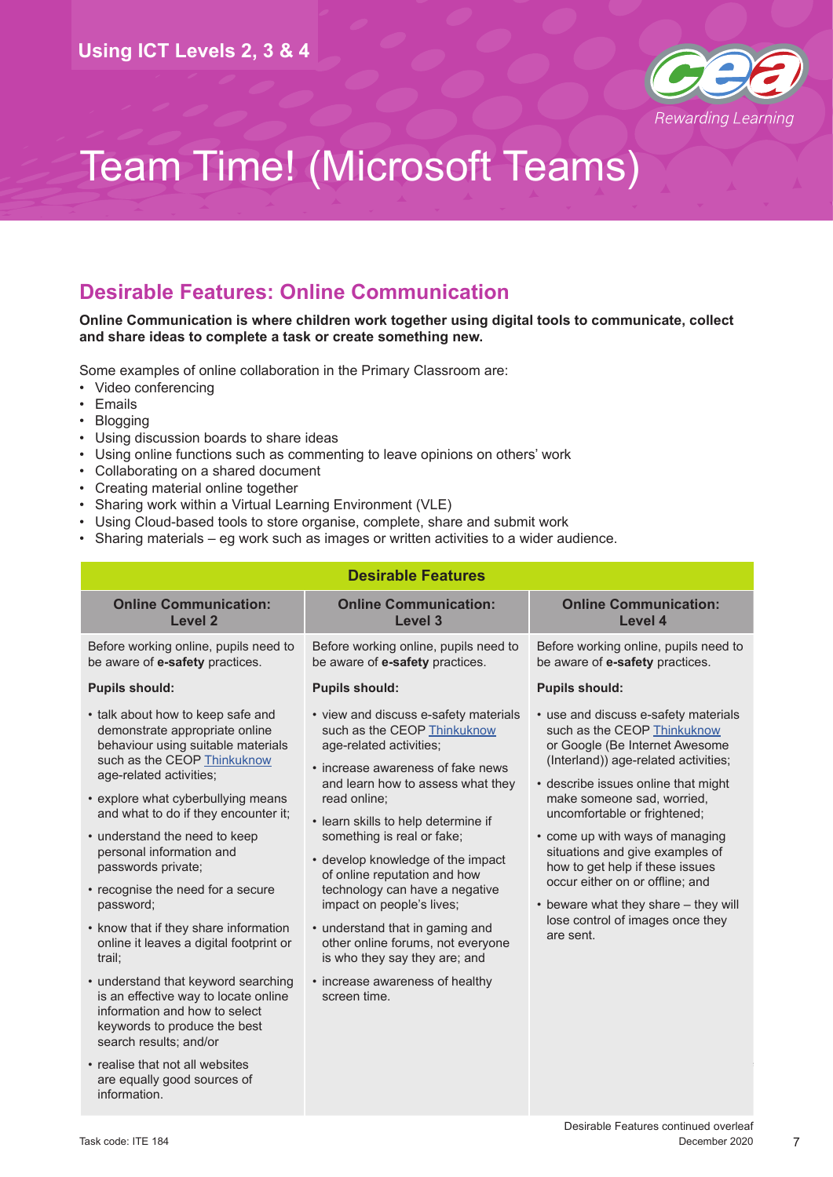# Team Time! (Microsoft Teams)

## Desirable Features: Online Communication

**Online Communication is where children work together using digital tools to communicate, collect and share ideas to complete a task or create something new.**

Some examples of online collaboration in the Primary Classroom are:

- Video conferencing
- Emails
- Blogging
- Using discussion boards to share ideas
- Using online functions such as commenting to leave opinions on others' work
- Collaborating on a shared document
- Creating material online together
- Sharing work within a Virtual Learning Environment (VLE)
- Using Cloud-based tools to store organise, complete, share and submit work
- Sharing materials – eg work such as images or written activities to a wider audience.

| Desirable Features | | |
|---|---|---|
| **Online Communication: Level 2** | **Online Communication: Level 3** | **Online Communication: Level 4** |
| Before working online, pupils need to be aware of **e-safety** practices. | Before working online, pupils need to be aware of **e-safety** practices. | Before working online, pupils need to be aware of **e-safety** practices. |
| **Pupils should:** | **Pupils should:** | **Pupils should:** |
| • talk about how to keep safe and demonstrate appropriate online behaviour using suitable materials such as the CEOP Thinkuknow age-related activities;<br>• explore what cyberbullying means and what to do if they encounter it;<br>• understand the need to keep personal information and passwords private;<br>• recognise the need for a secure password;<br>• know that if they share information online it leaves a digital footprint or trail;<br>• understand that keyword searching is an effective way to locate online information and how to select keywords to produce the best search results; and/or<br>• realise that not all websites are equally good sources of information. | • view and discuss e-safety materials such as the CEOP Thinkuknow age-related activities;<br>• increase awareness of fake news and learn how to assess what they read online;<br>• learn skills to help determine if something is real or fake;<br>• develop knowledge of the impact of online reputation and how technology can have a negative impact on people's lives;<br>• understand that in gaming and other online forums, not everyone is who they say they are; and<br>• increase awareness of healthy screen time. | • use and discuss e-safety materials such as the CEOP Thinkuknow or Google (Be Internet Awesome (Interland)) age-related activities;<br>• describe issues online that might make someone sad, worried, uncomfortable or frightened;<br>• come up with ways of managing situations and give examples of how to get help if these issues occur either on or offline; and<br>• beware what they share – they will lose control of images once they are sent. |

Desirable Features continued overleaf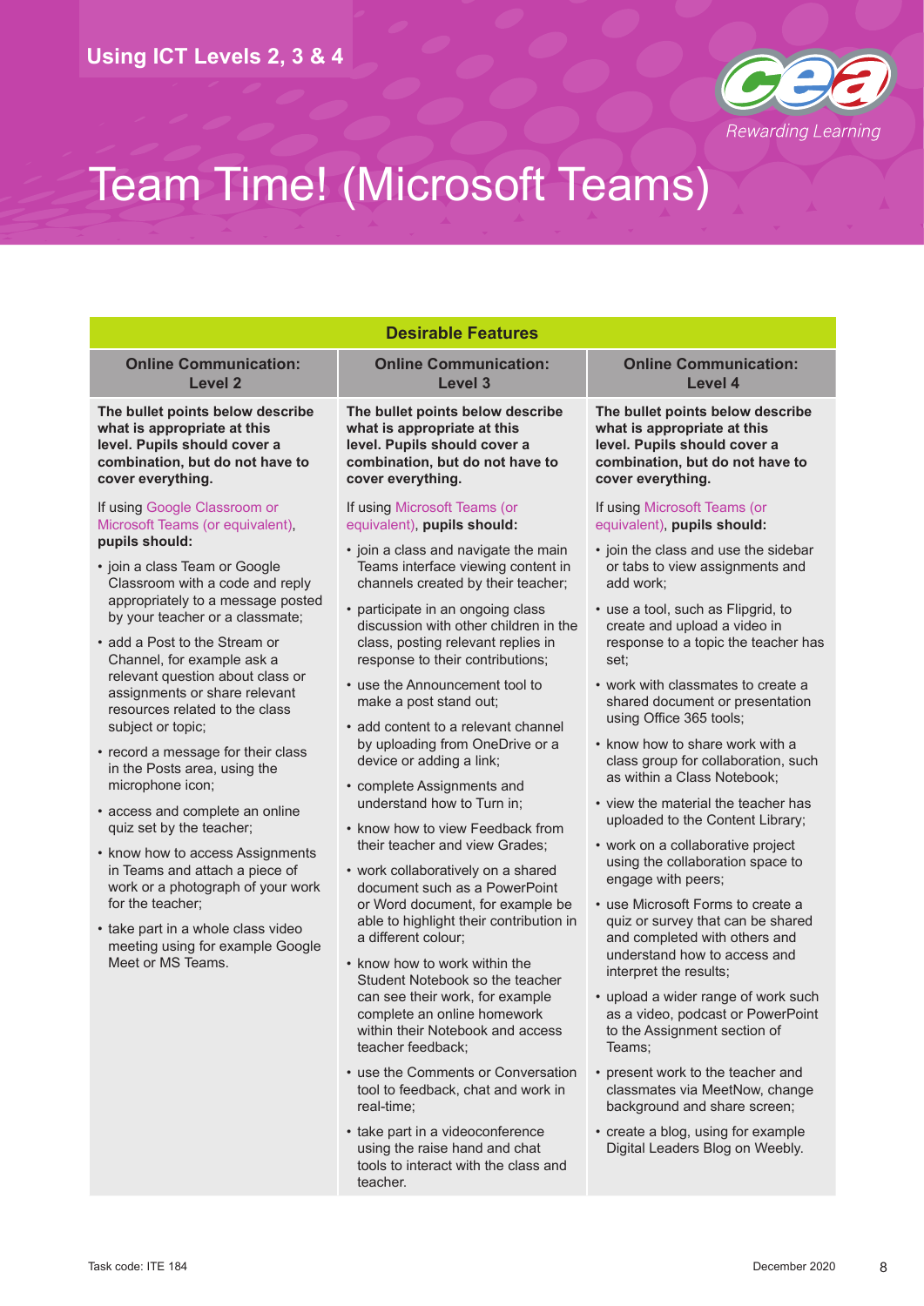# Team Time! (Microsoft Teams)

| Desirable Features | | |
|---|---|---|
| **Online Communication: Level 2** | **Online Communication: Level 3** | **Online Communication: Level 4** |
| **The bullet points below describe what is appropriate at this level. Pupils should cover a combination, but do not have to cover everything.**<br><br>If using Google Classroom or Microsoft Teams (or equivalent), **pupils should:**<br><br>• join a class Team or Google Classroom with a code and reply appropriately to a message posted by your teacher or a classmate;<br>• add a Post to the Stream or Channel, for example ask a relevant question about class or assignments or share relevant resources related to the class subject or topic;<br>• record a message for their class in the Posts area, using the microphone icon;<br>• access and complete an online quiz set by the teacher;<br>• know how to access Assignments in Teams and attach a piece of work or a photograph of your work for the teacher;<br>• take part in a whole class video meeting using for example Google Meet or MS Teams. | **The bullet points below describe what is appropriate at this level. Pupils should cover a combination, but do not have to cover everything.**<br><br>If using Microsoft Teams (or equivalent), **pupils should:**<br><br>• join a class and navigate the main Teams interface viewing content in channels created by their teacher;<br>• participate in an ongoing class discussion with other children in the class, posting relevant replies in response to their contributions;<br>• use the Announcement tool to make a post stand out;<br>• add content to a relevant channel by uploading from OneDrive or a device or adding a link;<br>• complete Assignments and understand how to Turn in;<br>• know how to view Feedback from their teacher and view Grades;<br>• work collaboratively on a shared document such as a PowerPoint or Word document, for example be able to highlight their contribution in a different colour;<br>• know how to work within the Student Notebook so the teacher can see their work, for example complete an online homework within their Notebook and access teacher feedback;<br>• use the Comments or Conversation tool to feedback, chat and work in real-time;<br>• take part in a videoconference using the raise hand and chat tools to interact with the class and teacher. | **The bullet points below describe what is appropriate at this level. Pupils should cover a combination, but do not have to cover everything.**<br><br>If using Microsoft Teams (or equivalent), **pupils should:**<br><br>• join the class and use the sidebar or tabs to view assignments and add work;<br>• use a tool, such as Flipgrid, to create and upload a video in response to a topic the teacher has set;<br>• work with classmates to create a shared document or presentation using Office 365 tools;<br>• know how to share work with a class group for collaboration, such as within a Class Notebook;<br>• view the material the teacher has uploaded to the Content Library;<br>• work on a collaborative project using the collaboration space to engage with peers;<br>• use Microsoft Forms to create a quiz or survey that can be shared and completed with others and understand how to access and interpret the results;<br>• upload a wider range of work such as a video, podcast or PowerPoint to the Assignment section of Teams;<br>• present work to the teacher and classmates via MeetNow, change background and share screen;<br>• create a blog, using for example Digital Leaders Blog on Weebly. |

Task code: ITE 184 December 2020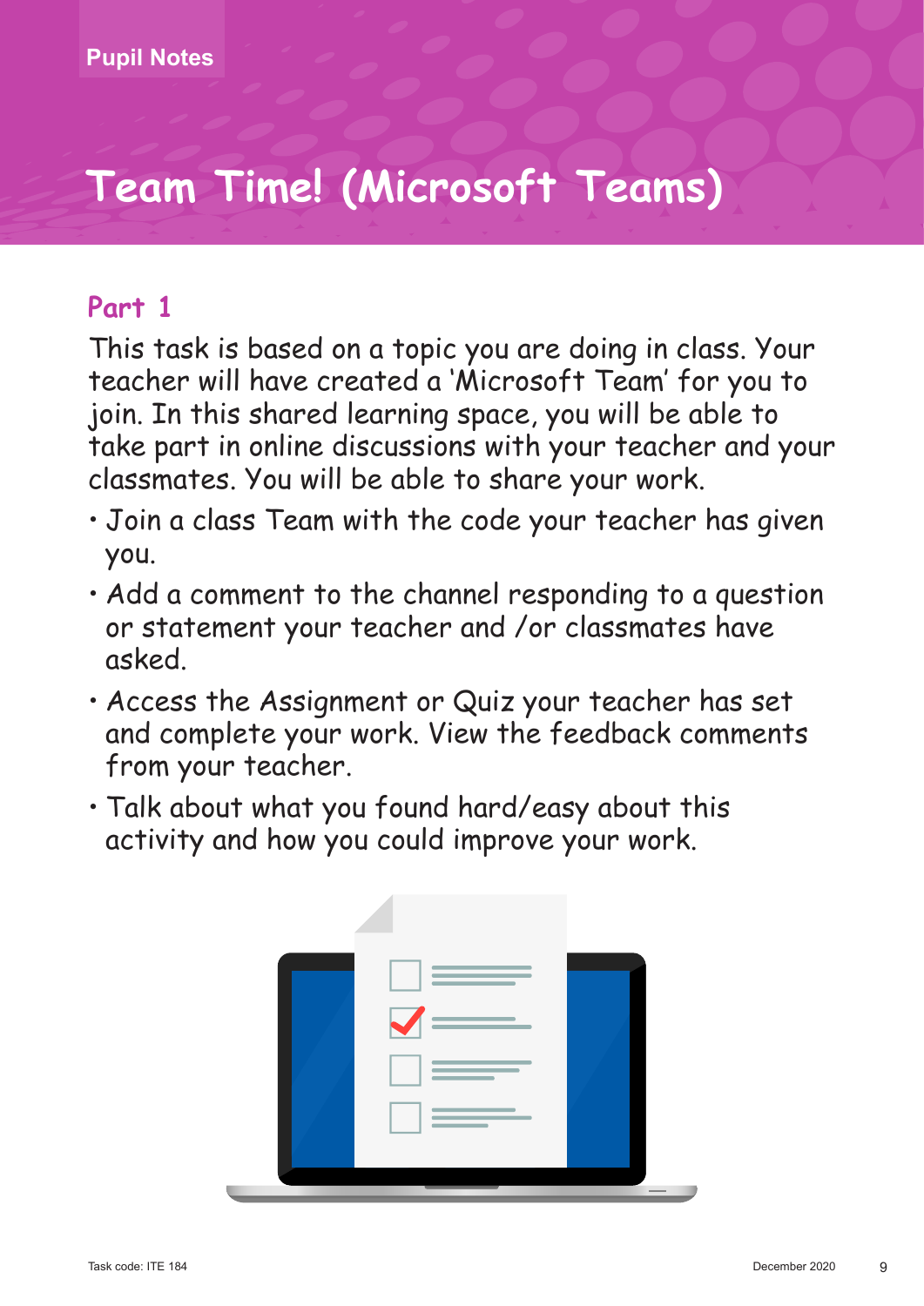Pupil Notes

# Team Time! (Microsoft Teams)

## Part 1

This task is based on a topic you are doing in class. Your teacher will have created a 'Microsoft Team' for you to join. In this shared learning space, you will be able to take part in online discussions with your teacher and your classmates. You will be able to share your work.

- Join a class Team with the code your teacher has given you.
- Add a comment to the channel responding to a question or statement your teacher and /or classmates have asked.
- Access the Assignment or Quiz your teacher has set and complete your work. View the feedback comments from your teacher.
- Talk about what you found hard/easy about this activity and how you could improve your work.

Task code: ITE 184 December 2020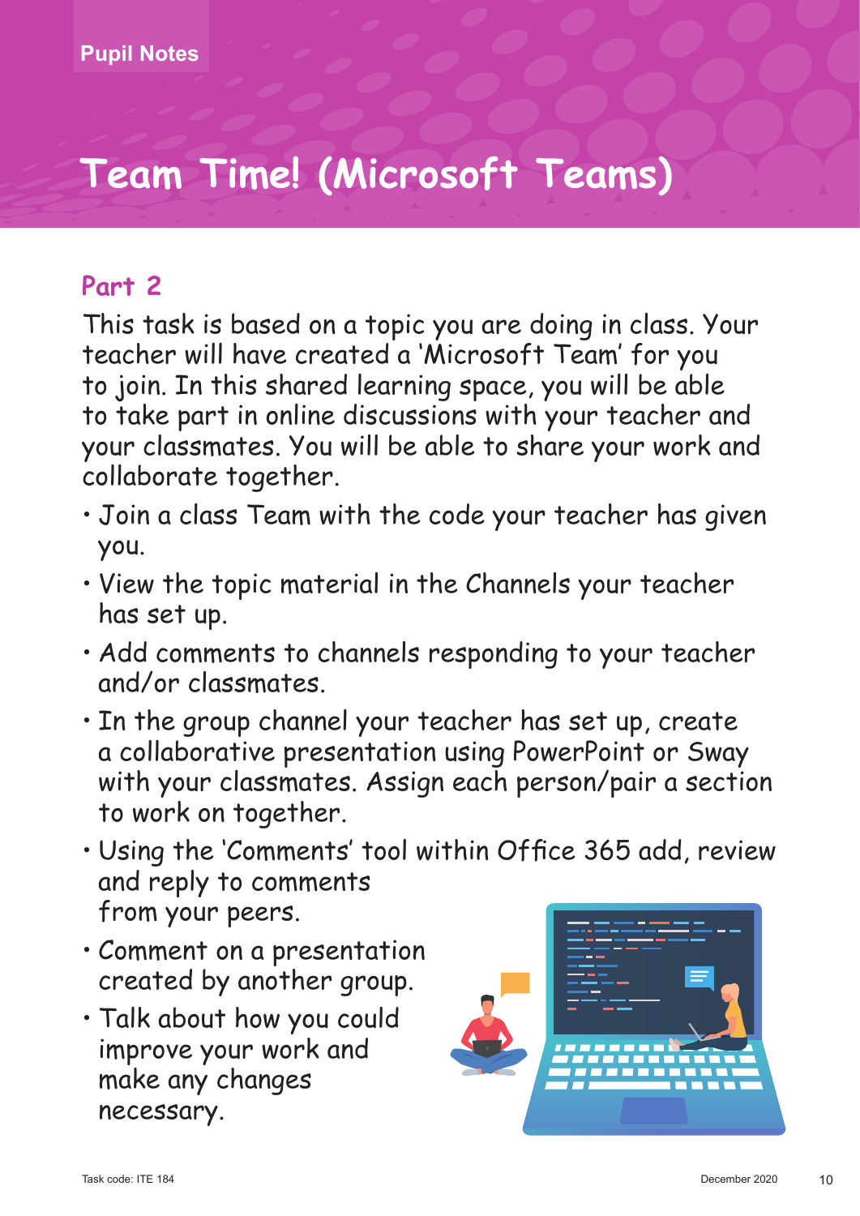Pupil Notes

# Team Time! (Microsoft Teams)

## Part 2

This task is based on a topic you are doing in class. Your teacher will have created a 'Microsoft Team' for you to join. In this shared learning space, you will be able to take part in online discussions with your teacher and your classmates. You will be able to share your work and collaborate together.

- Join a class Team with the code your teacher has given you.
- View the topic material in the Channels your teacher has set up.
- Add comments to channels responding to your teacher and/or classmates.
- In the group channel your teacher has set up, create a collaborative presentation using PowerPoint or Sway with your classmates. Assign each person/pair a section to work on together.
- Using the 'Comments' tool within Office 365 add, review and reply to comments from your peers.
- Comment on a presentation created by another group.
- Talk about how you could improve your work and make any changes necessary.

Task code: ITE 184 December 2020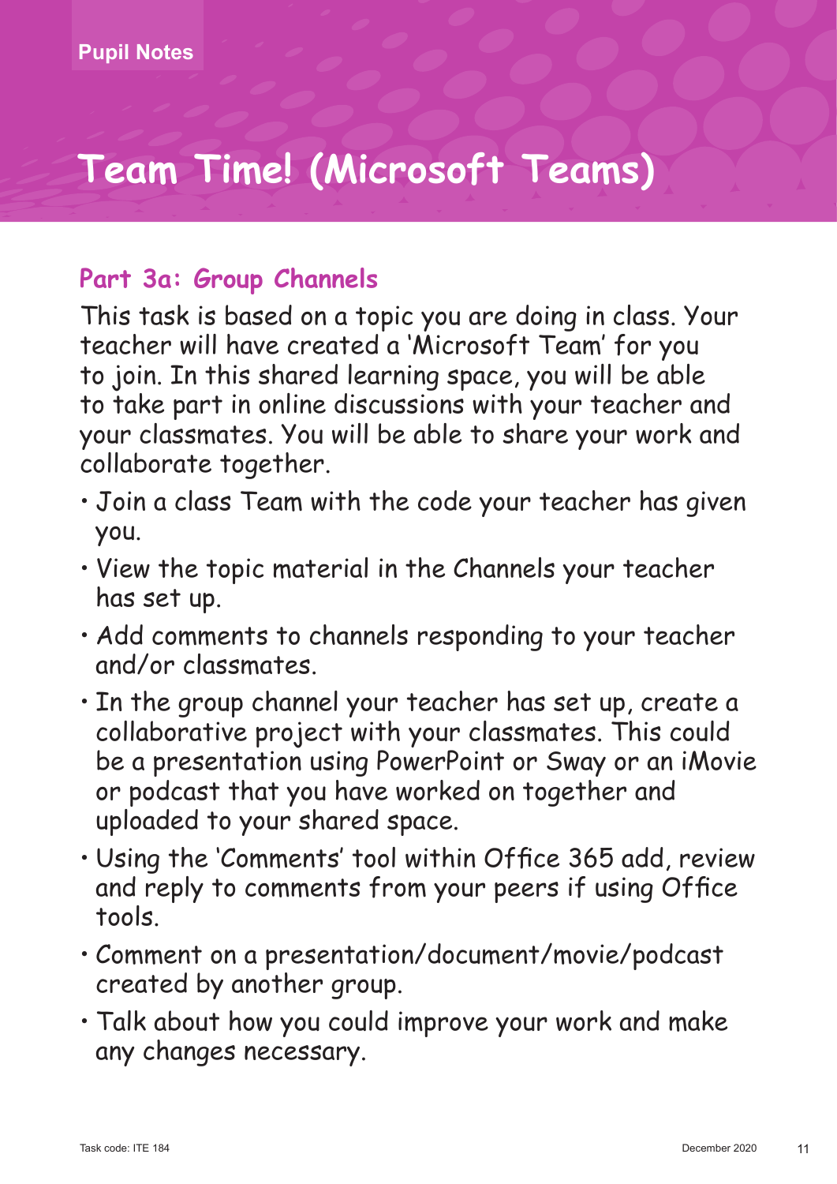Pupil Notes

# Team Time! (Microsoft Teams)

## Part 3a: Group Channels

This task is based on a topic you are doing in class. Your teacher will have created a 'Microsoft Team' for you to join. In this shared learning space, you will be able to take part in online discussions with your teacher and your classmates. You will be able to share your work and collaborate together.

- Join a class Team with the code your teacher has given you.
- View the topic material in the Channels your teacher has set up.
- Add comments to channels responding to your teacher and/or classmates.
- In the group channel your teacher has set up, create a collaborative project with your classmates. This could be a presentation using PowerPoint or Sway or an iMovie or podcast that you have worked on together and uploaded to your shared space.
- Using the 'Comments' tool within Office 365 add, review and reply to comments from your peers if using Office tools.
- Comment on a presentation/document/movie/podcast created by another group.
- Talk about how you could improve your work and make any changes necessary.

Task code: ITE 184 December 2020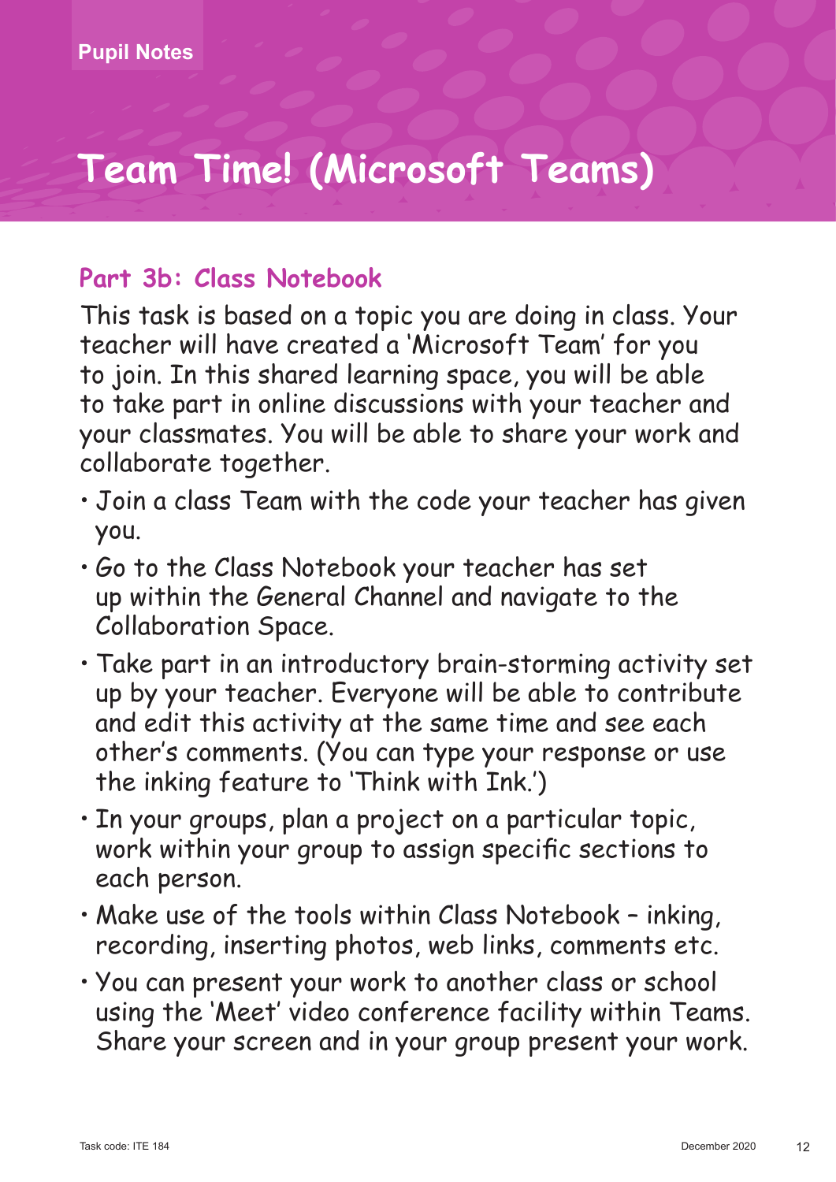Pupil Notes

# Team Time! (Microsoft Teams)

## Part 3b: Class Notebook

This task is based on a topic you are doing in class. Your teacher will have created a 'Microsoft Team' for you to join. In this shared learning space, you will be able to take part in online discussions with your teacher and your classmates. You will be able to share your work and collaborate together.

- Join a class Team with the code your teacher has given you.
- Go to the Class Notebook your teacher has set up within the General Channel and navigate to the Collaboration Space.
- Take part in an introductory brain-storming activity set up by your teacher. Everyone will be able to contribute and edit this activity at the same time and see each other's comments. (You can type your response or use the inking feature to 'Think with Ink.')
- In your groups, plan a project on a particular topic, work within your group to assign specific sections to each person.
- Make use of the tools within Class Notebook – inking, recording, inserting photos, web links, comments etc.
- You can present your work to another class or school using the 'Meet' video conference facility within Teams. Share your screen and in your group present your work.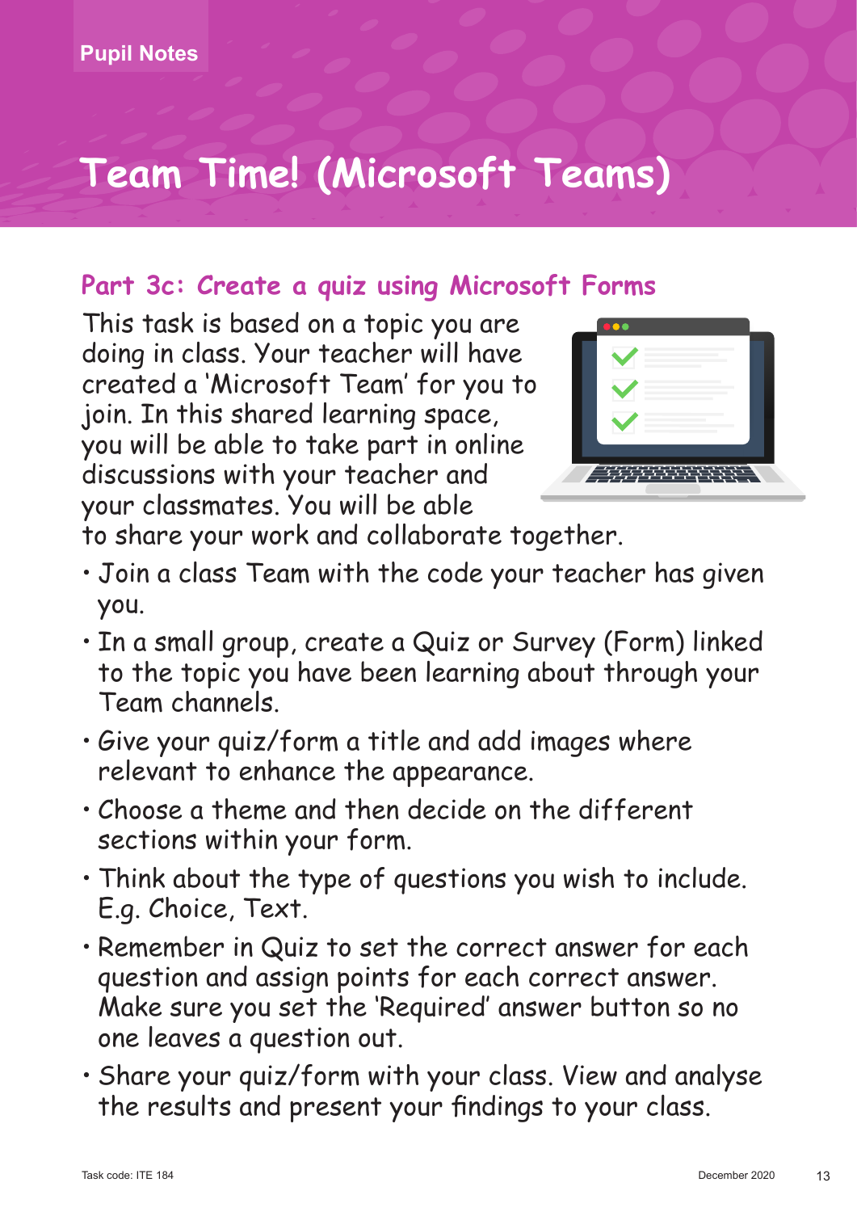Pupil Notes

# Team Time! (Microsoft Teams)

## Part 3c: Create a quiz using Microsoft Forms

This task is based on a topic you are doing in class. Your teacher will have created a 'Microsoft Team' for you to join. In this shared learning space, you will be able to take part in online discussions with your teacher and your classmates. You will be able to share your work and collaborate together.

- Join a class Team with the code your teacher has given you.
- In a small group, create a Quiz or Survey (Form) linked to the topic you have been learning about through your Team channels.
- Give your quiz/form a title and add images where relevant to enhance the appearance.
- Choose a theme and then decide on the different sections within your form.
- Think about the type of questions you wish to include. E.g. Choice, Text.
- Remember in Quiz to set the correct answer for each question and assign points for each correct answer. Make sure you set the 'Required' answer button so no one leaves a question out.
- Share your quiz/form with your class. View and analyse the results and present your findings to your class.

Task code: ITE 184 December 2020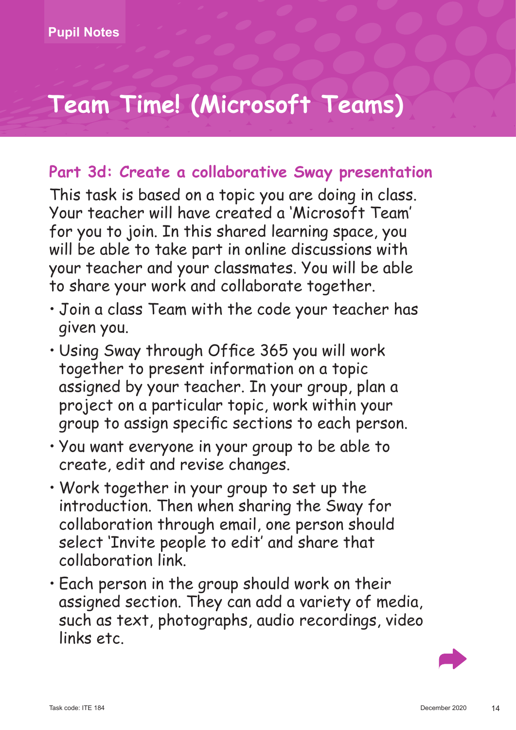Pupil Notes

# Team Time! (Microsoft Teams)

## Part 3d: Create a collaborative Sway presentation

This task is based on a topic you are doing in class. Your teacher will have created a 'Microsoft Team' for you to join. In this shared learning space, you will be able to take part in online discussions with your teacher and your classmates. You will be able to share your work and collaborate together.

- Join a class Team with the code your teacher has given you.
- Using Sway through Office 365 you will work together to present information on a topic assigned by your teacher. In your group, plan a project on a particular topic, work within your group to assign specific sections to each person.
- You want everyone in your group to be able to create, edit and revise changes.
- Work together in your group to set up the introduction. Then when sharing the Sway for collaboration through email, one person should select 'Invite people to edit' and share that collaboration link.
- Each person in the group should work on their assigned section. They can add a variety of media, such as text, photographs, audio recordings, video links etc.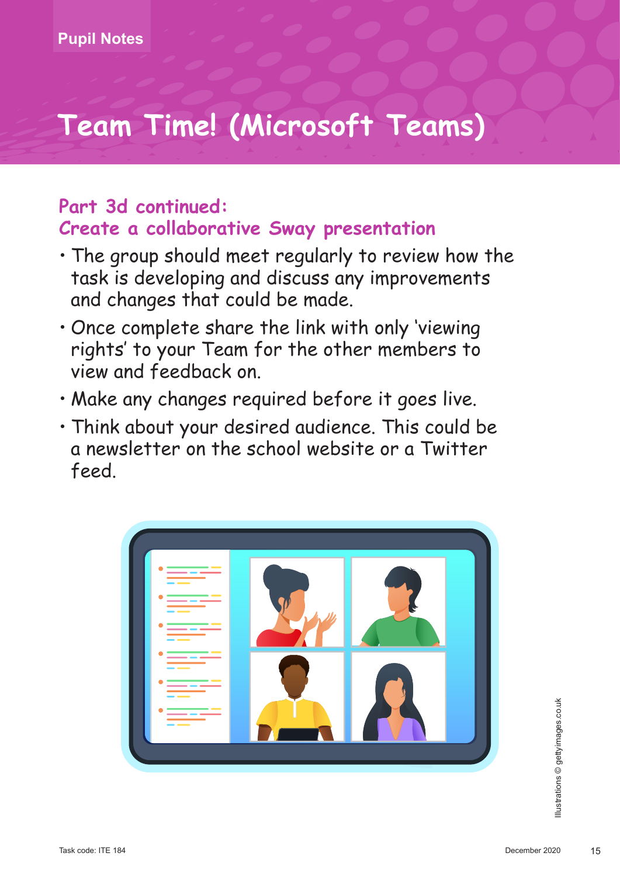Pupil Notes

# Team Time! (Microsoft Teams)

## Part 3d continued: Create a collaborative Sway presentation

- The group should meet regularly to review how the task is developing and discuss any improvements and changes that could be made.
- Once complete share the link with only 'viewing rights' to your Team for the other members to view and feedback on.
- Make any changes required before it goes live.
- Think about your desired audience. This could be a newsletter on the school website or a Twitter feed.

Illustrations © gettyimages.co.uk

Task code: ITE 184

December 2020